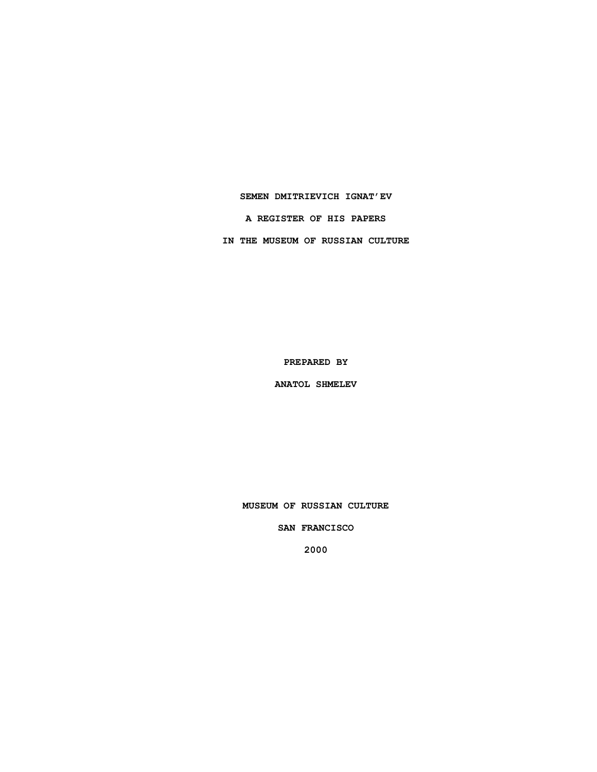# SEMEN DMITRIEVICH IGNAT'EV

# A REGISTER OF HIS PAPERS

# IN THE MUSEUM OF RUSSIAN CULTURE

**PREPARED BY**

**ANATOL SHMELEV**

**MUSEUM OF RUSSIAN CULTURE**

**SAN FRANCISCO**

**2000**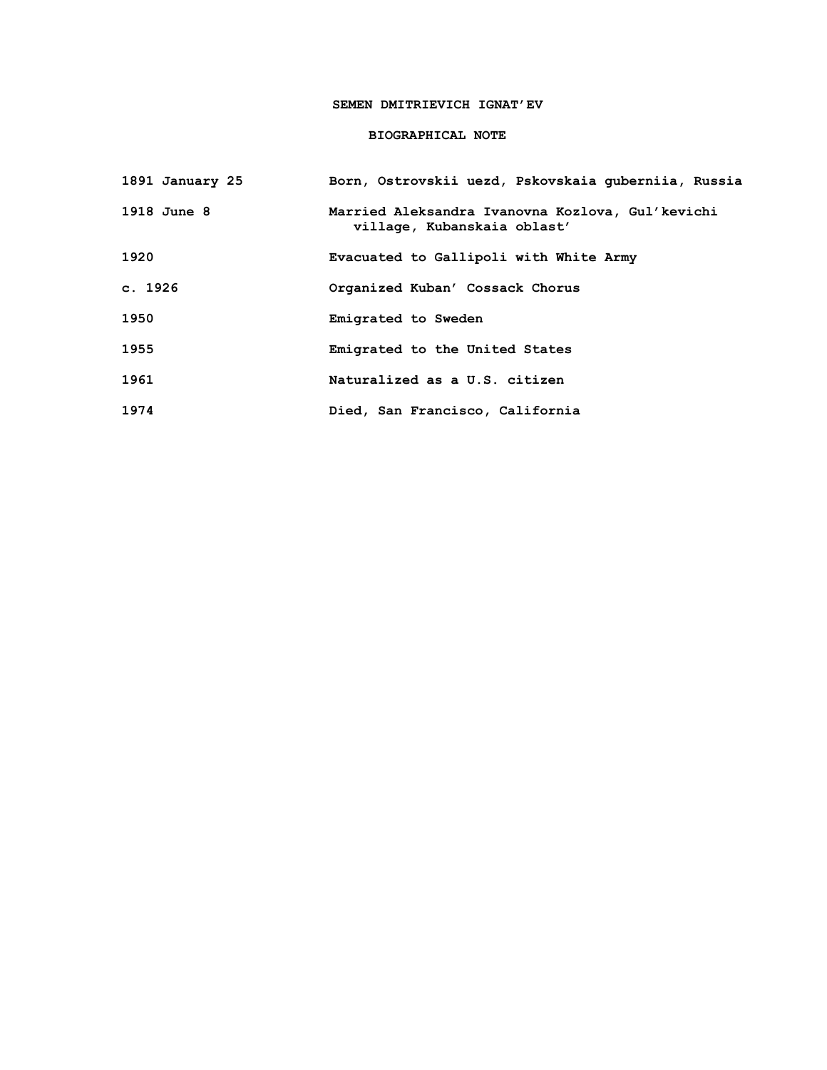# SEMEN DMITRIEVICH IGNAT'EV

## BIOGRAPHICAL NOTE

| | |
|---|---|
| 1891 January 25 | Born, Ostrovskii uezd, Pskovskaia guberniia, Russia |
| 1918 June 8 | Married Aleksandra Ivanovna Kozlova, Gul'kevichi village, Kubanskaia oblast' |
| 1920 | Evacuated to Gallipoli with White Army |
| c. 1926 | Organized Kuban' Cossack Chorus |
| 1950 | Emigrated to Sweden |
| 1955 | Emigrated to the United States |
| 1961 | Naturalized as a U.S. citizen |
| 1974 | Died, San Francisco, California |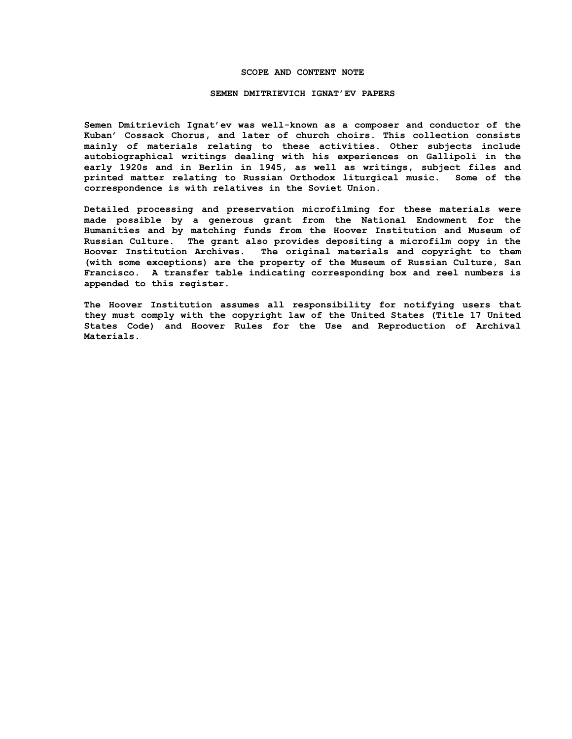# SCOPE AND CONTENT NOTE

## SEMEN DMITRIEVICH IGNAT'EV PAPERS

**Semen Dmitrievich Ignat'ev was well-known as a composer and conductor of the Kuban' Cossack Chorus, and later of church choirs. This collection consists mainly of materials relating to these activities. Other subjects include autobiographical writings dealing with his experiences on Gallipoli in the early 1920s and in Berlin in 1945, as well as writings, subject files and printed matter relating to Russian Orthodox liturgical music. Some of the correspondence is with relatives in the Soviet Union.**

**Detailed processing and preservation microfilming for these materials were made possible by a generous grant from the National Endowment for the Humanities and by matching funds from the Hoover Institution and Museum of Russian Culture. The grant also provides depositing a microfilm copy in the Hoover Institution Archives. The original materials and copyright to them (with some exceptions) are the property of the Museum of Russian Culture, San Francisco. A transfer table indicating corresponding box and reel numbers is appended to this register.**

**The Hoover Institution assumes all responsibility for notifying users that they must comply with the copyright law of the United States (Title 17 United States Code) and Hoover Rules for the Use and Reproduction of Archival Materials.**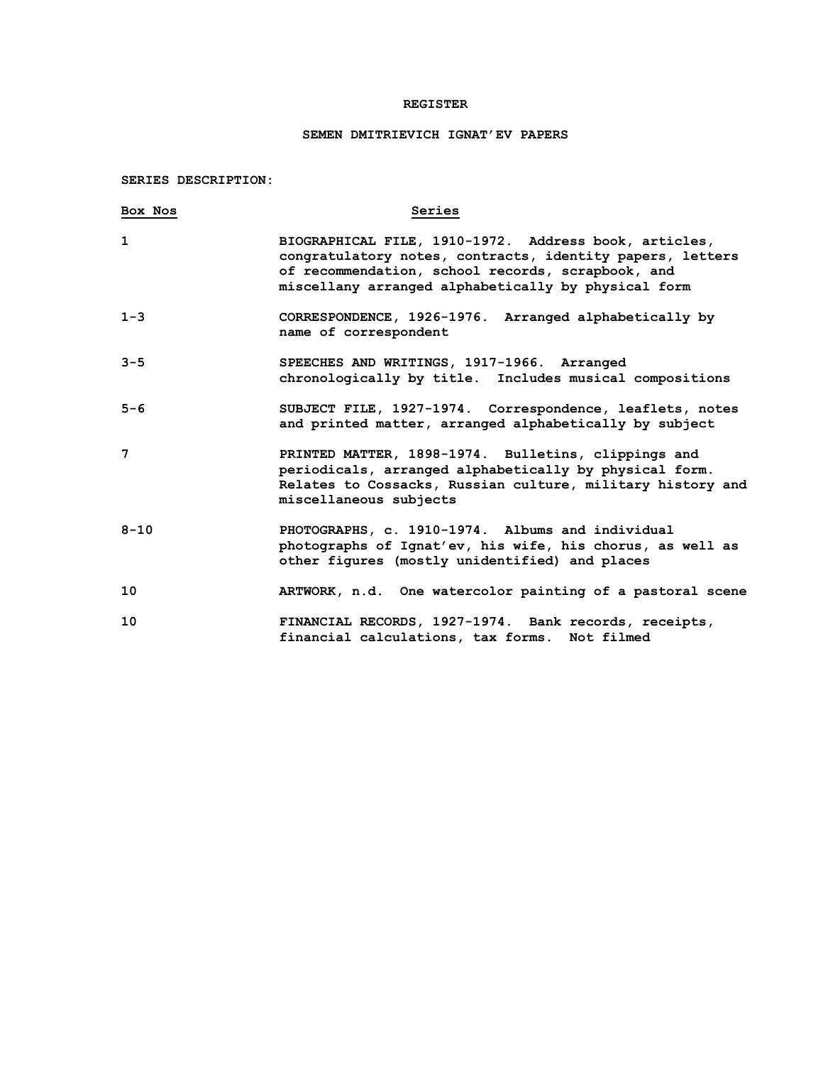# REGISTER

## SEMEN DMITRIEVICH IGNAT'EV PAPERS

**SERIES DESCRIPTION:**

| Box Nos | Series |
| --- | --- |
| 1 | BIOGRAPHICAL FILE, 1910-1972. Address book, articles, congratulatory notes, contracts, identity papers, letters of recommendation, school records, scrapbook, and miscellany arranged alphabetically by physical form |
| 1-3 | CORRESPONDENCE, 1926-1976. Arranged alphabetically by name of correspondent |
| 3-5 | SPEECHES AND WRITINGS, 1917-1966. Arranged chronologically by title. Includes musical compositions |
| 5-6 | SUBJECT FILE, 1927-1974. Correspondence, leaflets, notes and printed matter, arranged alphabetically by subject |
| 7 | PRINTED MATTER, 1898-1974. Bulletins, clippings and periodicals, arranged alphabetically by physical form. Relates to Cossacks, Russian culture, military history and miscellaneous subjects |
| 8-10 | PHOTOGRAPHS, c. 1910-1974. Albums and individual photographs of Ignat'ev, his wife, his chorus, as well as other figures (mostly unidentified) and places |
| 10 | ARTWORK, n.d. One watercolor painting of a pastoral scene |
| 10 | FINANCIAL RECORDS, 1927-1974. Bank records, receipts, financial calculations, tax forms. Not filmed |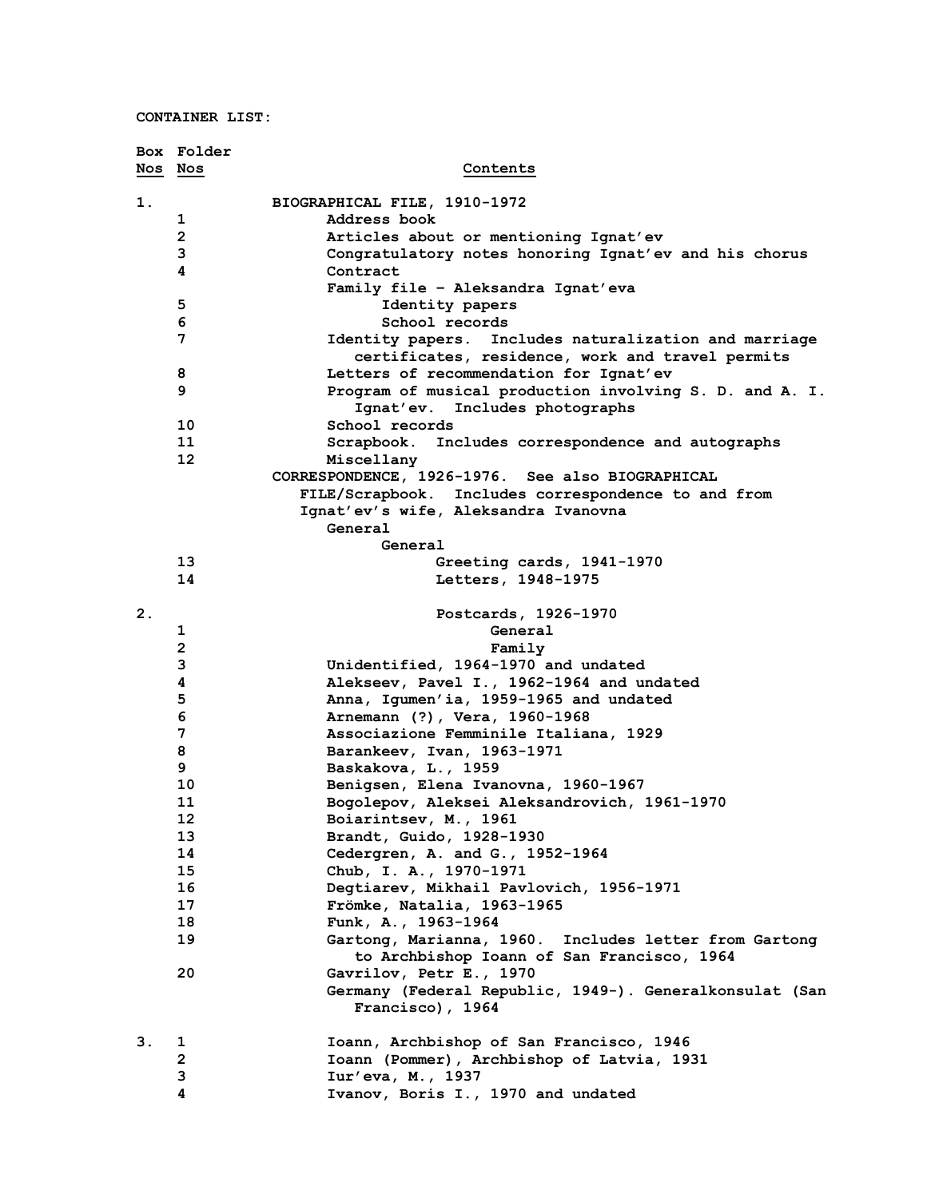CONTAINER LIST:

| Box Nos | Folder Nos | Contents |
|---|---|---|
| 1. | | BIOGRAPHICAL FILE, 1910-1972 |
| | 1 | Address book |
| | 2 | Articles about or mentioning Ignat'ev |
| | 3 | Congratulatory notes honoring Ignat'ev and his chorus |
| | 4 | Contract |
| | | Family file - Aleksandra Ignat'eva |
| | 5 | Identity papers |
| | 6 | School records |
| | 7 | Identity papers. Includes naturalization and marriage certificates, residence, work and travel permits |
| | 8 | Letters of recommendation for Ignat'ev |
| | 9 | Program of musical production involving S. D. and A. I. Ignat'ev. Includes photographs |
| | 10 | School records |
| | 11 | Scrapbook. Includes correspondence and autographs |
| | 12 | Miscellany |
| | | CORRESPONDENCE, 1926-1976. See also BIOGRAPHICAL FILE/Scrapbook. Includes correspondence to and from Ignat'ev's wife, Aleksandra Ivanovna |
| | | General |
| | | General |
| | 13 | Greeting cards, 1941-1970 |
| | 14 | Letters, 1948-1975 |
| 2. | | Postcards, 1926-1970 |
| | 1 | General |
| | 2 | Family |
| | 3 | Unidentified, 1964-1970 and undated |
| | 4 | Alekseev, Pavel I., 1962-1964 and undated |
| | 5 | Anna, Igumen'ia, 1959-1965 and undated |
| | 6 | Arnemann (?), Vera, 1960-1968 |
| | 7 | Associazione Femminile Italiana, 1929 |
| | 8 | Barankeev, Ivan, 1963-1971 |
| | 9 | Baskakova, L., 1959 |
| | 10 | Benigsen, Elena Ivanovna, 1960-1967 |
| | 11 | Bogolepov, Aleksei Aleksandrovich, 1961-1970 |
| | 12 | Boiarintsev, M., 1961 |
| | 13 | Brandt, Guido, 1928-1930 |
| | 14 | Cedergren, A. and G., 1952-1964 |
| | 15 | Chub, I. A., 1970-1971 |
| | 16 | Degtiarev, Mikhail Pavlovich, 1956-1971 |
| | 17 | Frömke, Natalia, 1963-1965 |
| | 18 | Funk, A., 1963-1964 |
| | 19 | Gartong, Marianna, 1960. Includes letter from Gartong to Archbishop Ioann of San Francisco, 1964 |
| | 20 | Gavrilov, Petr E., 1970 |
| | | Germany (Federal Republic, 1949-). Generalkonsulat (San Francisco), 1964 |
| 3. | 1 | Ioann, Archbishop of San Francisco, 1946 |
| | 2 | Ioann (Pommer), Archbishop of Latvia, 1931 |
| | 3 | Iur'eva, M., 1937 |
| | 4 | Ivanov, Boris I., 1970 and undated |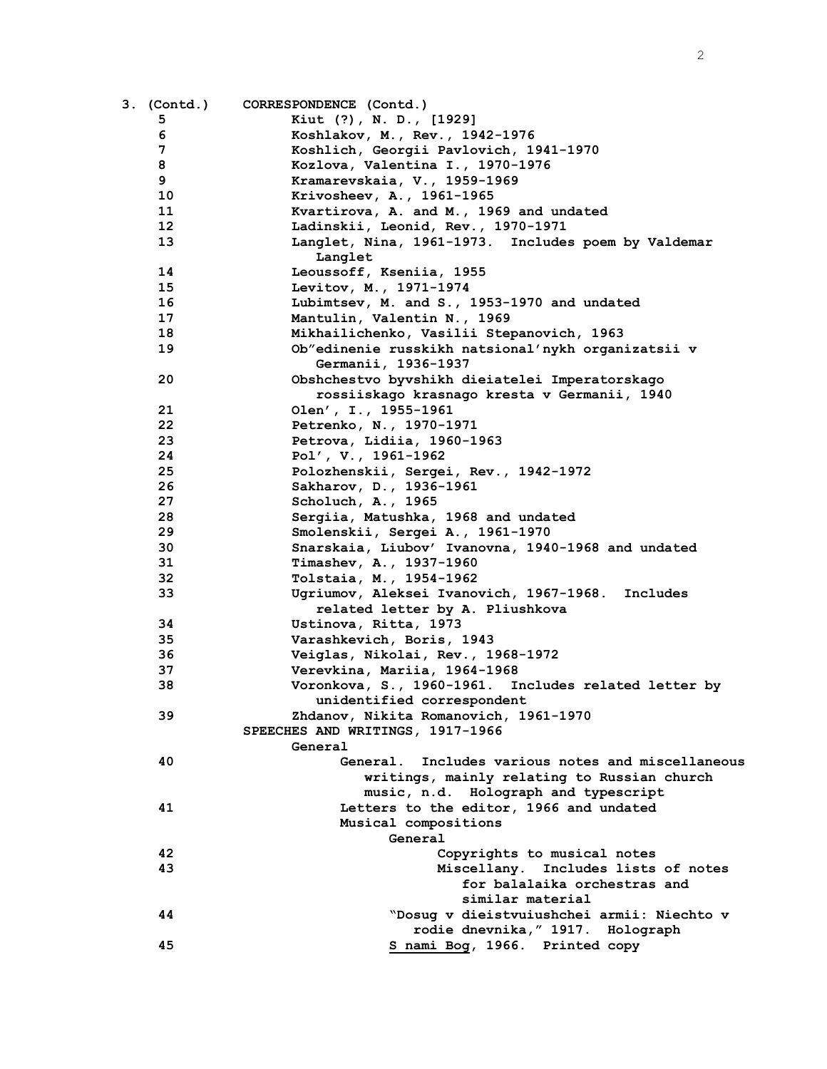**3. (Contd.) CORRESPONDENCE (Contd.)**

| | |
|---|---|
| 5 | Kiut (?), N. D., [1929] |
| 6 | Koshlakov, M., Rev., 1942-1976 |
| 7 | Koshlich, Georgii Pavlovich, 1941-1970 |
| 8 | Kozlova, Valentina I., 1970-1976 |
| 9 | Kramarevskaia, V., 1959-1969 |
| 10 | Krivosheev, A., 1961-1965 |
| 11 | Kvartirova, A. and M., 1969 and undated |
| 12 | Ladinskii, Leonid, Rev., 1970-1971 |
| 13 | Langlet, Nina, 1961-1973. Includes poem by Valdemar Langlet |
| 14 | Leoussoff, Kseniia, 1955 |
| 15 | Levitov, M., 1971-1974 |
| 16 | Lubimtsev, M. and S., 1953-1970 and undated |
| 17 | Mantulin, Valentin N., 1969 |
| 18 | Mikhailichenko, Vasilii Stepanovich, 1963 |
| 19 | Ob"edinenie russkikh natsional'nykh organizatsii v Germanii, 1936-1937 |
| 20 | Obshchestvo byvshikh dieiatelei Imperatorskago rossiiskago krasnago kresta v Germanii, 1940 |
| 21 | Olen', I., 1955-1961 |
| 22 | Petrenko, N., 1970-1971 |
| 23 | Petrova, Lidiia, 1960-1963 |
| 24 | Pol', V., 1961-1962 |
| 25 | Polozhenskii, Sergei, Rev., 1942-1972 |
| 26 | Sakharov, D., 1936-1961 |
| 27 | Scholuch, A., 1965 |
| 28 | Sergiia, Matushka, 1968 and undated |
| 29 | Smolenskii, Sergei A., 1961-1970 |
| 30 | Snarskaia, Liubov' Ivanovna, 1940-1968 and undated |
| 31 | Timashev, A., 1937-1960 |
| 32 | Tolstaia, M., 1954-1962 |
| 33 | Ugriumov, Aleksei Ivanovich, 1967-1968. Includes related letter by A. Pliushkova |
| 34 | Ustinova, Ritta, 1973 |
| 35 | Varashkevich, Boris, 1943 |
| 36 | Veiglas, Nikolai, Rev., 1968-1972 |
| 37 | Verevkina, Mariia, 1964-1968 |
| 38 | Voronkova, S., 1960-1961. Includes related letter by unidentified correspondent |
| 39 | Zhdanov, Nikita Romanovich, 1961-1970 |

**SPEECHES AND WRITINGS, 1917-1966**

**General**

| | |
|---|---|
| 40 | General. Includes various notes and miscellaneous writings, mainly relating to Russian church music, n.d. Holograph and typescript |
| 41 | Letters to the editor, 1966 and undated |

**Musical compositions**

**General**

| | |
|---|---|
| 42 | Copyrights to musical notes |
| 43 | Miscellany. Includes lists of notes for balalaika orchestras and similar material |
| 44 | "Dosug v dieistvuiushchei armii: Niechto v rodie dnevnika," 1917. Holograph |
| 45 | <u>S nami Bog</u>, 1966. Printed copy |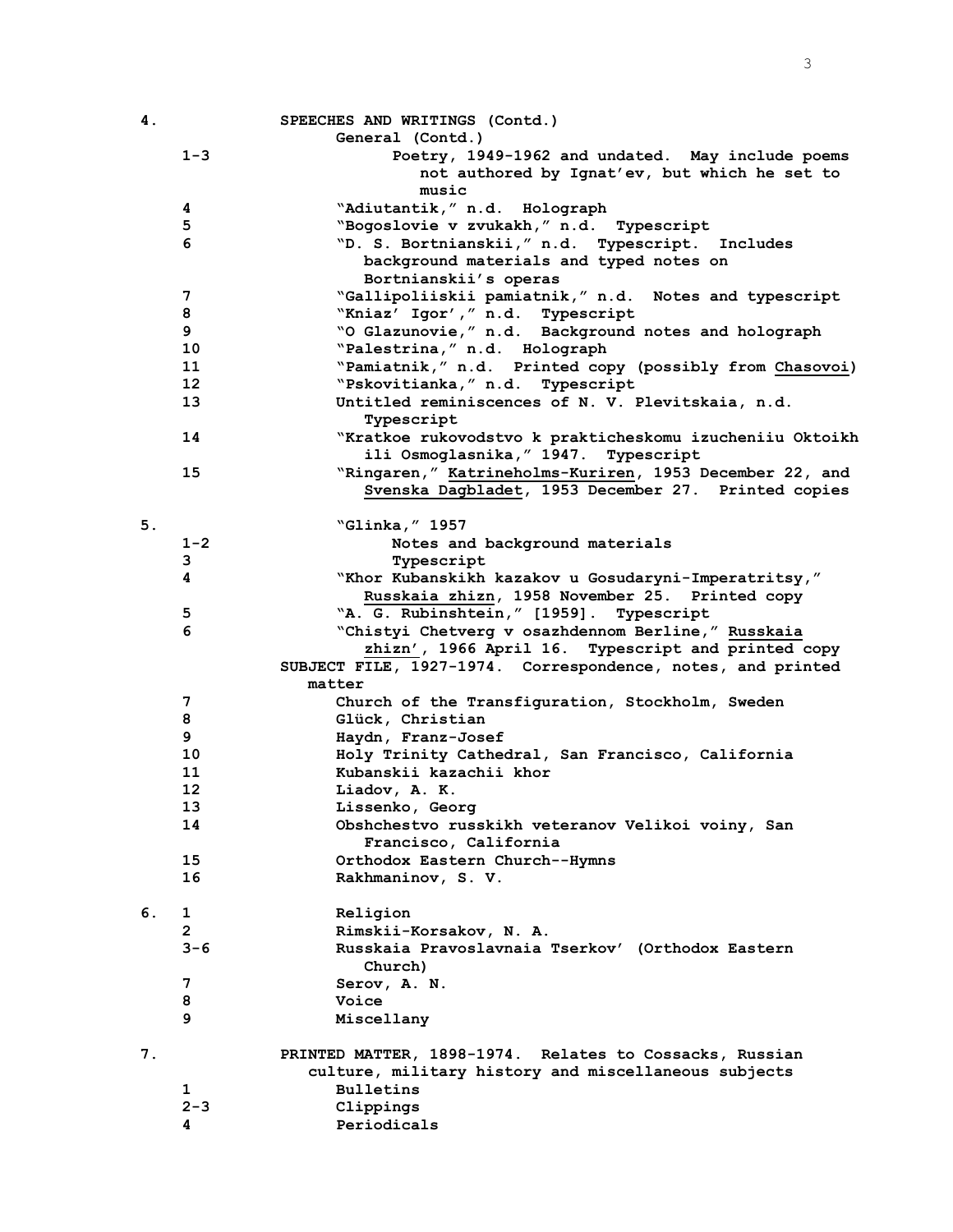| Box | Folder | Contents |
|---|---|---|
| 4. | | SPEECHES AND WRITINGS (Contd.) |
| | | General (Contd.) |
| | 1-3 | Poetry, 1949-1962 and undated. May include poems not authored by Ignat'ev, but which he set to music |
| | 4 | "Adiutantik," n.d. Holograph |
| | 5 | "Bogoslovie v zvukakh," n.d. Typescript |
| | 6 | "D. S. Bortnianskii," n.d. Typescript. Includes background materials and typed notes on Bortnianskii's operas |
| | 7 | "Gallipoliiskii pamiatnik," n.d. Notes and typescript |
| | 8 | "Kniaz' Igor'," n.d. Typescript |
| | 9 | "O Glazunovie," n.d. Background notes and holograph |
| | 10 | "Palestrina," n.d. Holograph |
| | 11 | "Pamiatnik," n.d. Printed copy (possibly from <u>Chasovoi</u>) |
| | 12 | "Pskovitianka," n.d. Typescript |
| | 13 | Untitled reminiscences of N. V. Plevitskaia, n.d. Typescript |
| | 14 | "Kratkoe rukovodstvo k prakticheskomu izucheniiu Oktoikh ili Osmoglasnika," 1947. Typescript |
| | 15 | "Ringaren," <u>Katrineholms-Kuriren</u>, 1953 December 22, and <u>Svenska Dagbladet</u>, 1953 December 27. Printed copies |
| 5. | | "Glinka," 1957 |
| | 1-2 | Notes and background materials |
| | 3 | Typescript |
| | 4 | "Khor Kubanskikh kazakov u Gosudaryni-Imperatritsy," <u>Russkaia zhizn</u>, 1958 November 25. Printed copy |
| | 5 | "A. G. Rubinshtein," [1959]. Typescript |
| | 6 | "Chistyi Chetverg v osazhdennom Berline," <u>Russkaia zhizn'</u>, 1966 April 16. Typescript and printed copy |
| | | SUBJECT FILE, 1927-1974. Correspondence, notes, and printed matter |
| | 7 | Church of the Transfiguration, Stockholm, Sweden |
| | 8 | Glück, Christian |
| | 9 | Haydn, Franz-Josef |
| | 10 | Holy Trinity Cathedral, San Francisco, California |
| | 11 | Kubanskii kazachii khor |
| | 12 | Liadov, A. K. |
| | 13 | Lissenko, Georg |
| | 14 | Obshchestvo russkikh veteranov Velikoi voiny, San Francisco, California |
| | 15 | Orthodox Eastern Church--Hymns |
| | 16 | Rakhmaninov, S. V. |
| 6. | 1 | Religion |
| | 2 | Rimskii-Korsakov, N. A. |
| | 3-6 | Russkaia Pravoslavnaia Tserkov' (Orthodox Eastern Church) |
| | 7 | Serov, A. N. |
| | 8 | Voice |
| | 9 | Miscellany |
| 7. | | PRINTED MATTER, 1898-1974. Relates to Cossacks, Russian culture, military history and miscellaneous subjects |
| | 1 | Bulletins |
| | 2-3 | Clippings |
| | 4 | Periodicals |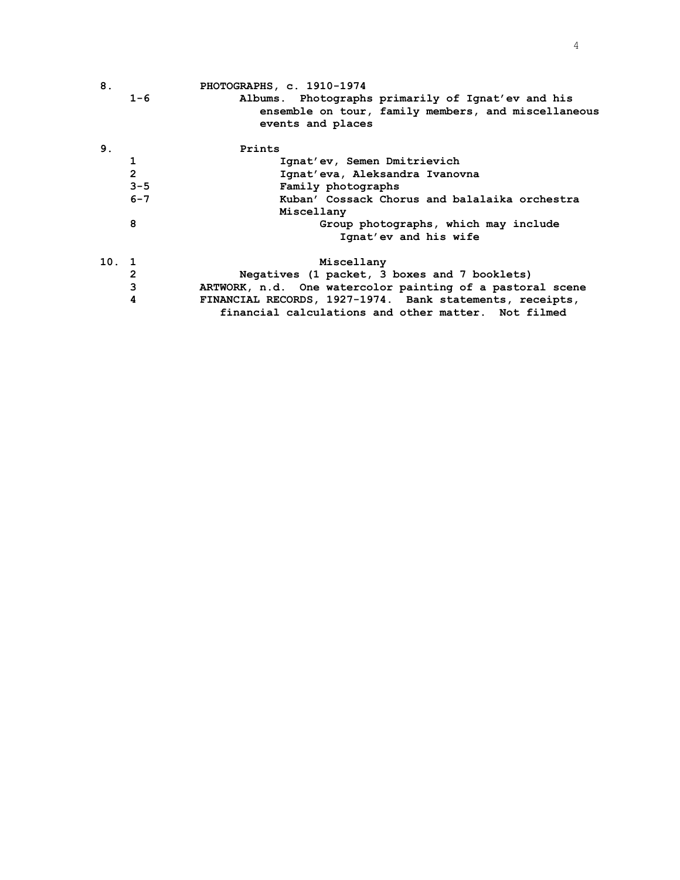| | | |
|---|---|---|
| 8. | | **PHOTOGRAPHS, c. 1910-1974** |
| | 1-6 | Albums. Photographs primarily of Ignat'ev and his ensemble on tour, family members, and miscellaneous events and places |
| 9. | | Prints |
| | 1 | Ignat'ev, Semen Dmitrievich |
| | 2 | Ignat'eva, Aleksandra Ivanovna |
| | 3-5 | Family photographs |
| | 6-7 | Kuban' Cossack Chorus and balalaika orchestra |
| | | Miscellany |
| | 8 | Group photographs, which may include Ignat'ev and his wife |
| 10. | 1 | Miscellany |
| | 2 | Negatives (1 packet, 3 boxes and 7 booklets) |
| | 3 | **ARTWORK, n.d.** One watercolor painting of a pastoral scene |
| | 4 | **FINANCIAL RECORDS, 1927-1974.** Bank statements, receipts, financial calculations and other matter. Not filmed |